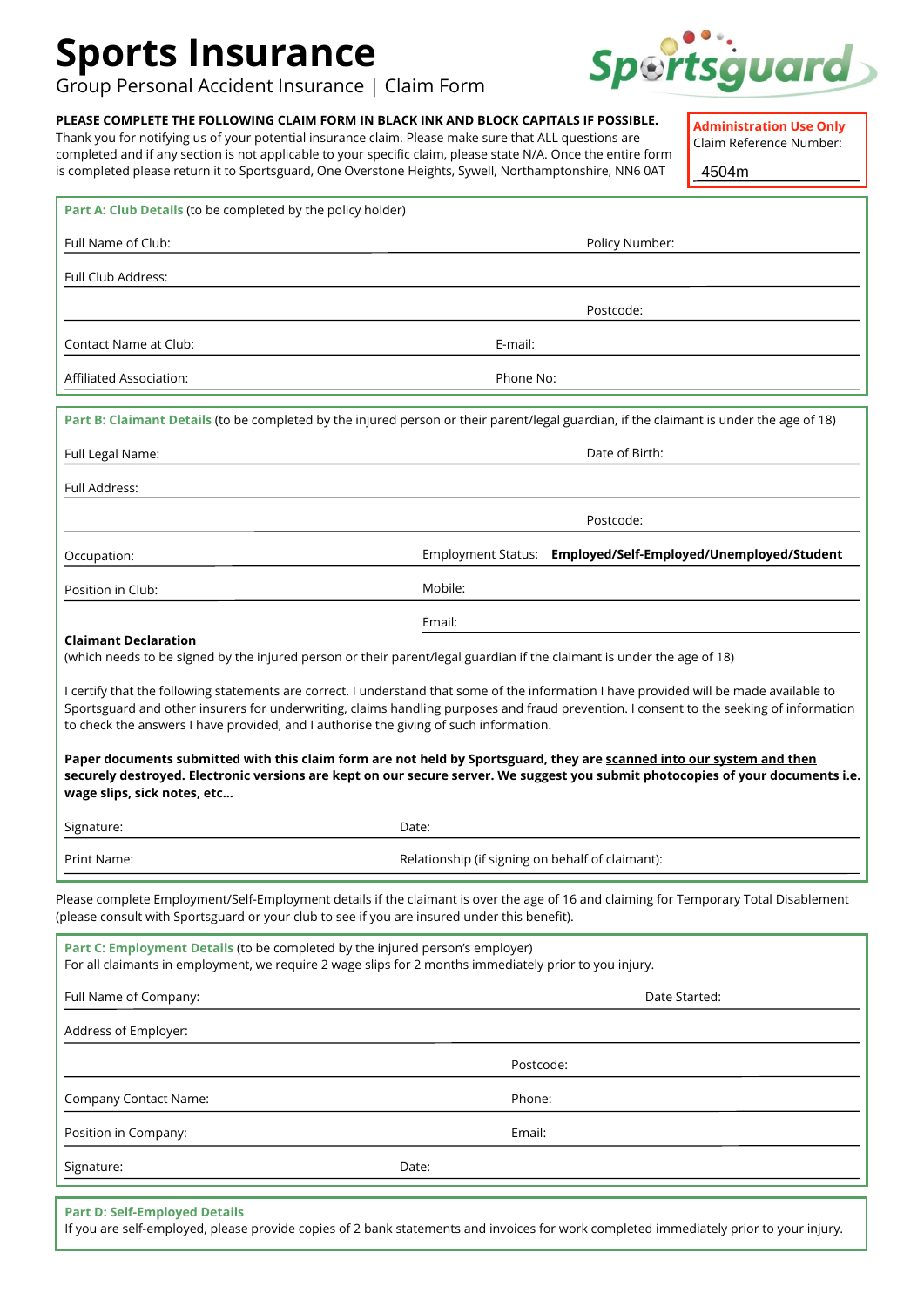# Sports Insurance

Group Personal Accident Insurance | Claim Form

Sportsguard

**PLEASE COMPLETE THE FOLLOWING CLAIM FORM IN BLACK INK AND BLOCK CAPITALS IF POSSIBLE.**
Thank you for notifying us of your potential insurance claim. Please make sure that ALL questions are completed and if any section is not applicable to your specific claim, please state N/A. Once the entire form is completed please return it to Sportsguard, One Overstone Heights, Sywell, Northamptonshire, NN6 0AT

**Administration Use Only**
Claim Reference Number: 4504m

## Part A: Club Details (to be completed by the policy holder)

Full Name of Club: Policy Number:

Full Club Address:

Postcode:

Contact Name at Club: E-mail:

Affiliated Association: Phone No:

## Part B: Claimant Details (to be completed by the injured person or their parent/legal guardian, if the claimant is under the age of 18)

Full Legal Name: Date of Birth:

Full Address:

Postcode:

Occupation: Employment Status: **Employed/Self-Employed/Unemployed/Student**

Position in Club: Mobile:

Email:

**Claimant Declaration**
(which needs to be signed by the injured person or their parent/legal guardian if the claimant is under the age of 18)

I certify that the following statements are correct. I understand that some of the information I have provided will be made available to Sportsguard and other insurers for underwriting, claims handling purposes and fraud prevention. I consent to the seeking of information to check the answers I have provided, and I authorise the giving of such information.

**Paper documents submitted with this claim form are not held by Sportsguard, they are scanned into our system and then securely destroyed. Electronic versions are kept on our secure server. We suggest you submit photocopies of your documents i.e. wage slips, sick notes, etc...**

Signature: Date:

Print Name: Relationship (if signing on behalf of claimant):

Please complete Employment/Self-Employment details if the claimant is over the age of 16 and claiming for Temporary Total Disablement (please consult with Sportsguard or your club to see if you are insured under this benefit).

## Part C: Employment Details (to be completed by the injured person's employer)

For all claimants in employment, we require 2 wage slips for 2 months immediately prior to you injury.

Full Name of Company: Date Started:

Address of Employer:

Postcode:

Company Contact Name: Phone:

Position in Company: Email:

Signature: Date:

## Part D: Self-Employed Details

If you are self-employed, please provide copies of 2 bank statements and invoices for work completed immediately prior to your injury.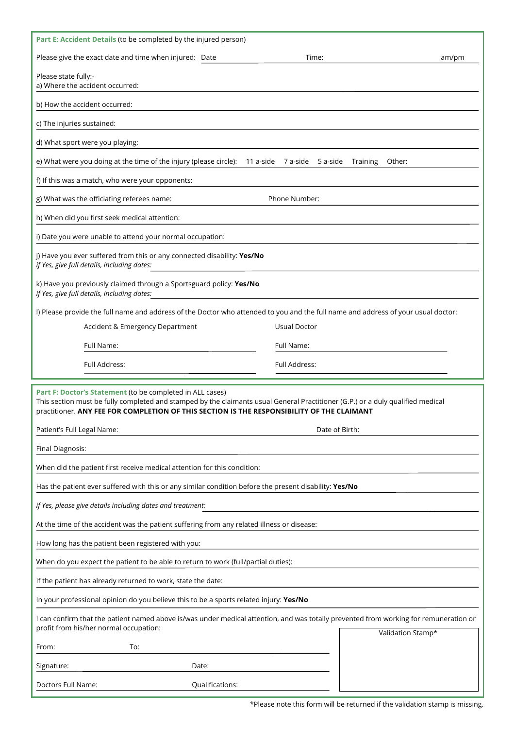## Part E: Accident Details (to be completed by the injured person)

Please give the exact date and time when injured: Date ____________ Time: ____________ am/pm

Please state fully:-

a) Where the accident occurred: ____________

b) How the accident occurred: ____________

c) The injuries sustained: ____________

d) What sport were you playing: ____________

e) What were you doing at the time of the injury (please circle): 11 a-side 7 a-side 5 a-side Training Other: ____________

f) If this was a match, who were your opponents: ____________

g) What was the officiating referees name: ____________ Phone Number: ____________

h) When did you first seek medical attention: ____________

i) Date you were unable to attend your normal occupation: ____________

j) Have you ever suffered from this or any connected disability: **Yes/No**
*if Yes, give full details, including dates:* ____________

k) Have you previously claimed through a Sportsguard policy: **Yes/No**
*if Yes, give full details, including dates:* ____________

l) Please provide the full name and address of the Doctor who attended to you and the full name and address of your usual doctor:

| Accident & Emergency Department | Usual Doctor |
|---|---|
| Full Name: | Full Name: |
| Full Address: | Full Address: |

## Part F: Doctor's Statement (to be completed in ALL cases)

This section must be fully completed and stamped by the claimants usual General Practitioner (G.P.) or a duly qualified medical practitioner. **ANY FEE FOR COMPLETION OF THIS SECTION IS THE RESPONSIBILITY OF THE CLAIMANT**

Patient's Full Legal Name: ____________ Date of Birth: ____________

Final Diagnosis: ____________

When did the patient first receive medical attention for this condition: ____________

Has the patient ever suffered with this or any similar condition before the present disability: **Yes/No**

*if Yes, please give details including dates and treatment:* ____________

At the time of the accident was the patient suffering from any related illness or disease: ____________

How long has the patient been registered with you: ____________

When do you expect the patient to be able to return to work (full/partial duties): ____________

If the patient has already returned to work, state the date: ____________

In your professional opinion do you believe this to be a sports related injury: **Yes/No**

I can confirm that the patient named above is/was under medical attention, and was totally prevented from working for remuneration or profit from his/her normal occupation:

From: ____________ To: ____________

Signature: ____________ Date: ____________

Doctors Full Name: ____________ Qualifications: ____________

Validation Stamp*

*Please note this form will be returned if the validation stamp is missing.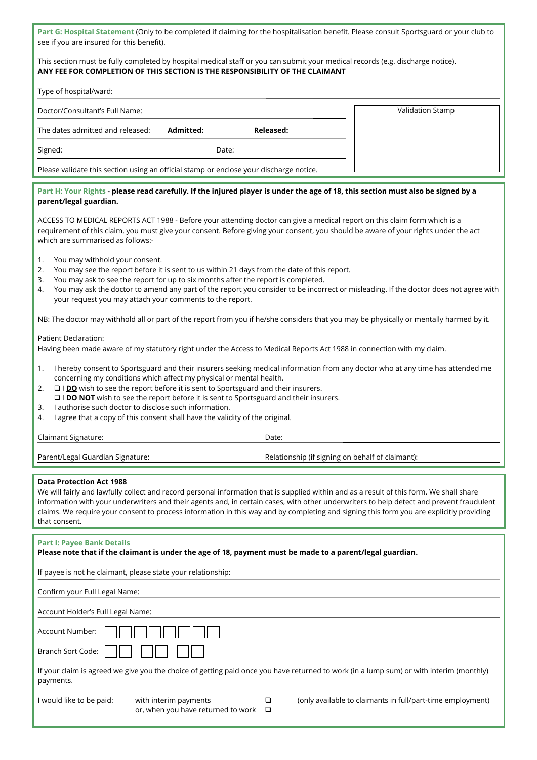**Part G: Hospital Statement** (Only to be completed if claiming for the hospitalisation benefit. Please consult Sportsguard or your club to see if you are insured for this benefit).

This section must be fully completed by hospital medical staff or you can submit your medical records (e.g. discharge notice).
**ANY FEE FOR COMPLETION OF THIS SECTION IS THE RESPONSIBILITY OF THE CLAIMANT**

Type of hospital/ward:

Doctor/Consultant's Full Name:

Validation Stamp

The dates admitted and released: **Admitted:** **Released:**

Signed: Date:

Please validate this section using an official stamp or enclose your discharge notice.

**Part H: Your Rights - please read carefully. If the injured player is under the age of 18, this section must also be signed by a parent/legal guardian.**

ACCESS TO MEDICAL REPORTS ACT 1988 - Before your attending doctor can give a medical report on this claim form which is a requirement of this claim, you must give your consent. Before giving your consent, you should be aware of your rights under the act which are summarised as follows:-

1. You may withhold your consent.
2. You may see the report before it is sent to us within 21 days from the date of this report.
3. You may ask to see the report for up to six months after the report is completed.
4. You may ask the doctor to amend any part of the report you consider to be incorrect or misleading. If the doctor does not agree with your request you may attach your comments to the report.

NB: The doctor may withhold all or part of the report from you if he/she considers that you may be physically or mentally harmed by it.

Patient Declaration:
Having been made aware of my statutory right under the Access to Medical Reports Act 1988 in connection with my claim.

1. I hereby consent to Sportsguard and their insurers seeking medical information from any doctor who at any time has attended me concerning my conditions which affect my physical or mental health.
2. ❑ I **DO** wish to see the report before it is sent to Sportsguard and their insurers.
   ❑ I **DO NOT** wish to see the report before it is sent to Sportsguard and their insurers.
3. I authorise such doctor to disclose such information.
4. I agree that a copy of this consent shall have the validity of the original.

Claimant Signature: Date:

Parent/Legal Guardian Signature: Relationship (if signing on behalf of claimant):

**Data Protection Act 1988**
We will fairly and lawfully collect and record personal information that is supplied within and as a result of this form. We shall share information with your underwriters and their agents and, in certain cases, with other underwriters to help detect and prevent fraudulent claims. We require your consent to process information in this way and by completing and signing this form you are explicitly providing that consent.

**Part I: Payee Bank Details**
**Please note that if the claimant is under the age of 18, payment must be made to a parent/legal guardian.**

If payee is not he claimant, please state your relationship:

Confirm your Full Legal Name:

Account Holder's Full Legal Name:

Account Number: ☐☐☐☐☐☐☐☐

Branch Sort Code: ☐☐ – ☐☐ – ☐☐

If your claim is agreed we give you the choice of getting paid once you have returned to work (in a lump sum) or with interim (monthly) payments.

I would like to be paid: with interim payments ❑ (only available to claimants in full/part-time employment)
or, when you have returned to work ❑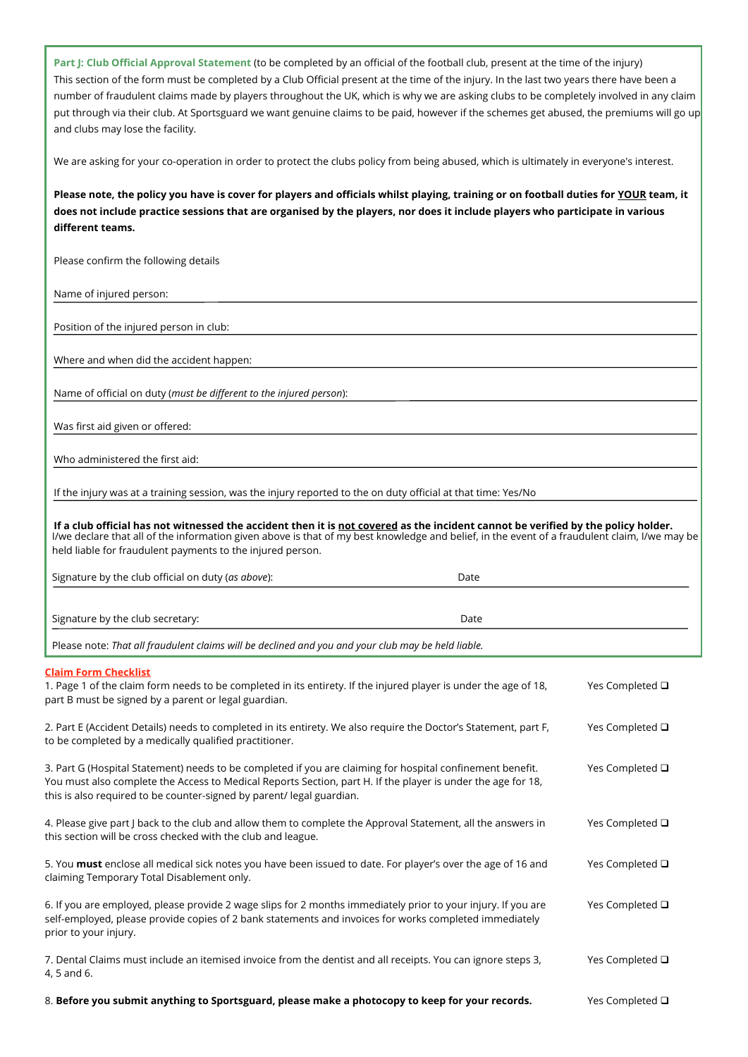**Part J: Club Official Approval Statement** (to be completed by an official of the football club, present at the time of the injury)
This section of the form must be completed by a Club Official present at the time of the injury. In the last two years there have been a number of fraudulent claims made by players throughout the UK, which is why we are asking clubs to be completely involved in any claim put through via their club. At Sportsguard we want genuine claims to be paid, however if the schemes get abused, the premiums will go up and clubs may lose the facility.

We are asking for your co-operation in order to protect the clubs policy from being abused, which is ultimately in everyone's interest.

**Please note, the policy you have is cover for players and officials whilst playing, training or on football duties for YOUR team, it does not include practice sessions that are organised by the players, nor does it include players who participate in various different teams.**

Please confirm the following details

Name of injured person: ______________________________

Position of the injured person in club: ______________________________

Where and when did the accident happen: ______________________________

Name of official on duty (*must be different to the injured person*): ______________________________

Was first aid given or offered: ______________________________

Who administered the first aid: ______________________________

If the injury was at a training session, was the injury reported to the on duty official at that time: Yes/No

**If a club official has not witnessed the accident then it is not covered as the incident cannot be verified by the policy holder.**
I/we declare that all of the information given above is that of my best knowledge and belief, in the event of a fraudulent claim, I/we may be held liable for fraudulent payments to the injured person.

Signature by the club official on duty (*as above*): ______________________________ Date ______________

Signature by the club secretary: ______________________________ Date ______________

Please note: *That all fraudulent claims will be declined and you and your club may be held liable.*

## Claim Form Checklist

1. Page 1 of the claim form needs to be completed in its entirety. If the injured player is under the age of 18, part B must be signed by a parent or legal guardian. — Yes Completed ❑

2. Part E (Accident Details) needs to completed in its entirety. We also require the Doctor's Statement, part F, to be completed by a medically qualified practitioner. — Yes Completed ❑

3. Part G (Hospital Statement) needs to be completed if you are claiming for hospital confinement benefit. You must also complete the Access to Medical Reports Section, part H. If the player is under the age for 18, this is also required to be counter-signed by parent/ legal guardian. — Yes Completed ❑

4. Please give part J back to the club and allow them to complete the Approval Statement, all the answers in this section will be cross checked with the club and league. — Yes Completed ❑

5. You **must** enclose all medical sick notes you have been issued to date. For player's over the age of 16 and claiming Temporary Total Disablement only. — Yes Completed ❑

6. If you are employed, please provide 2 wage slips for 2 months immediately prior to your injury. If you are self-employed, please provide copies of 2 bank statements and invoices for works completed immediately prior to your injury. — Yes Completed ❑

7. Dental Claims must include an itemised invoice from the dentist and all receipts. You can ignore steps 3, 4, 5 and 6. — Yes Completed ❑

8. **Before you submit anything to Sportsguard, please make a photocopy to keep for your records.** — Yes Completed ❑